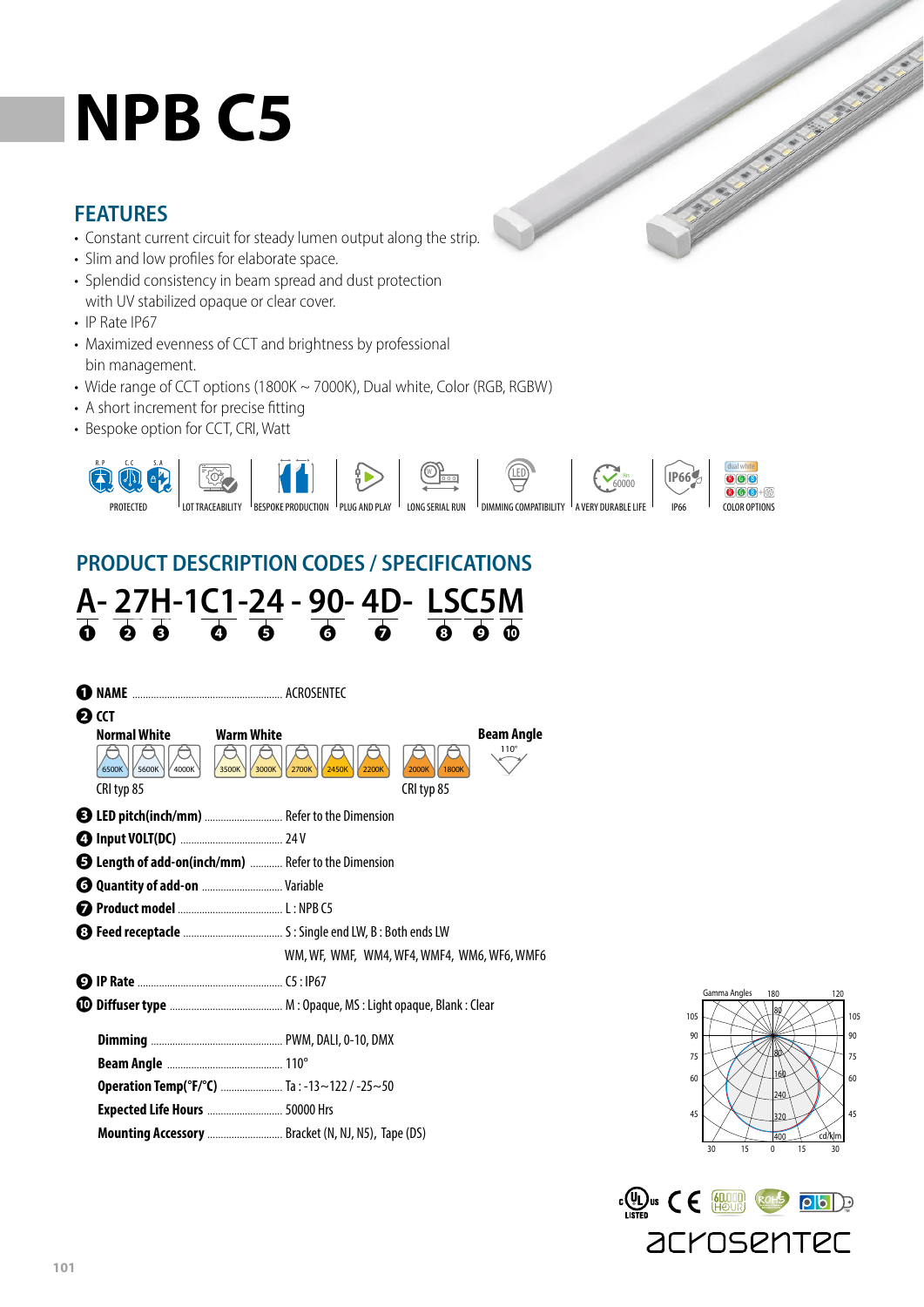# NPB C5

## FEATURES

- Constant current circuit for steady lumen output along the strip.
- Slim and low profiles for elaborate space.
- Splendid consistency in beam spread and dust protection with UV stabilized opaque or clear cover.
- IP Rate IP67
- Maximized evenness of CCT and brightness by professional bin management.
- Wide range of CCT options (1800K ~ 7000K), Dual white, Color (RGB, RGBW)
- A short increment for precise fitting
- Bespoke option for CCT, CRI, Watt

PROTECTED | LOT TRACEABILITY | BESPOKE PRODUCTION | PLUG AND PLAY | LONG SERIAL RUN | DIMMING COMPATIBILITY | A VERY DURABLE LIFE | IP66 | COLOR OPTIONS

## PRODUCT DESCRIPTION CODES / SPECIFICATIONS

**A- 27H-1C1-24 - 90- 4D- LSC5M**

❶ ❷ ❸ ❹ ❺ ❻ ❼ ❽ ❾ ❿

❶ **NAME** ........ ACROSENTEC

❷ **CCT**

**Normal White**: 6500K, 5600K, 4000K — CRI typ 85

**Warm White**: 3500K, 3000K, 2700K, 2450K, 2200K; 2000K, 1800K — CRI typ 85

**Beam Angle**: 110°

❸ **LED pitch(inch/mm)** ........ Refer to the Dimension

❹ **Input VOLT(DC)** ........ 24 V

❺ **Length of add-on(inch/mm)** ........ Refer to the Dimension

❻ **Quantity of add-on** ........ Variable

❼ **Product model** ........ L : NPB C5

❽ **Feed receptacle** ........ S : Single end LW, B : Both ends LW
WM, WF, WMF, WM4, WF4, WMF4, WM6, WF6, WMF6

❾ **IP Rate** ........ C5 : IP67

❿ **Diffuser type** ........ M : Opaque, MS : Light opaque, Blank : Clear

**Dimming** ........ PWM, DALI, 0-10, DMX

**Beam Angle** ........ 110°

**Operation Temp(℉/℃)** ........ Ta : -13~122 / -25~50

**Expected Life Hours** ........ 50000 Hrs

**Mounting Accessory** ........ Bracket (N, NJ, N5), Tape (DS)

acrosentec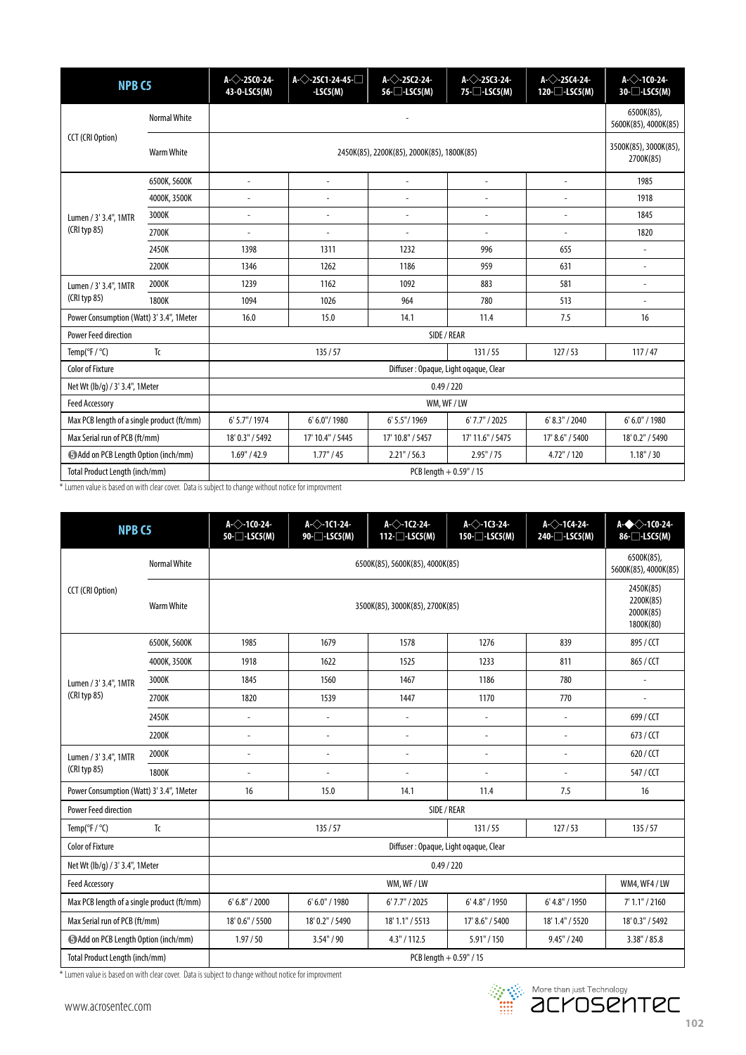| NPB C5 | | A-◇-2SC0-24-43-0-LSC5(M) | A-◇-2SC1-24-45-□-LSC5(M) | A-◇-2SC2-24-56-□-LSC5(M) | A-◇-2SC3-24-75-□-LSC5(M) | A-◇-2SC4-24-120-□-LSC5(M) | A-◇-1C0-24-30-□-LSC5(M) |
|---|---|---|---|---|---|---|---|
| CCT (CRI Option) | Normal White | - | | | | | 6500K(85), 5600K(85), 4000K(85) |
| | Warm White | 2450K(85), 2200K(85), 2000K(85), 1800K(85) | | | | | 3500K(85), 3000K(85), 2700K(85) |
| Lumen / 3' 3.4", 1MTR (CRI typ 85) | 6500K, 5600K | - | - | - | - | - | 1985 |
| | 4000K, 3500K | - | - | - | - | - | 1918 |
| | 3000K | - | - | - | - | - | 1845 |
| | 2700K | - | - | - | - | - | 1820 |
| | 2450K | 1398 | 1311 | 1232 | 996 | 655 | - |
| | 2200K | 1346 | 1262 | 1186 | 959 | 631 | - |
| Lumen / 3' 3.4", 1MTR (CRI typ 85) | 2000K | 1239 | 1162 | 1092 | 883 | 581 | - |
| | 1800K | 1094 | 1026 | 964 | 780 | 513 | - |
| Power Consumption (Watt) 3' 3.4", 1Meter | | 16.0 | 15.0 | 14.1 | 11.4 | 7.5 | 16 |
| Power Feed direction | | SIDE / REAR | | | | | |
| Temp(°F / °C) | Tc | 135 / 57 | | | 131 / 55 | 127 / 53 | 117 / 47 |
| Color of Fixture | | Diffuser : Opaque, Light oqaque, Clear | | | | | |
| Net Wt (lb/g) / 3' 3.4", 1Meter | | 0.49 / 220 | | | | | |
| Feed Accessory | | WM, WF / LW | | | | | |
| Max PCB length of a single product (ft/mm) | | 6' 5.7"/ 1974 | 6' 6.0"/ 1980 | 6' 5.5"/ 1969 | 6' 7.7" / 2025 | 6' 8.3" / 2040 | 6' 6.0" / 1980 |
| Max Serial run of PCB (ft/mm) | | 18' 0.3" / 5492 | 17' 10.4" / 5445 | 17' 10.8" / 5457 | 17' 11.6" / 5475 | 17' 8.6" / 5400 | 18' 0.2" / 5490 |
| ⓢAdd on PCB Length Option (inch/mm) | | 1.69" / 42.9 | 1.77" / 45 | 2.21" / 56.3 | 2.95" / 75 | 4.72" / 120 | 1.18" / 30 |
| Total Product Length (inch/mm) | | PCB length + 0.59" / 15 | | | | | |

* Lumen value is based on with clear cover. Data is subject to change without notice for improvment

| NPB C5 | | A-◇-1C0-24-50-□-LSC5(M) | A-◇-1C1-24-90-□-LSC5(M) | A-◇-1C2-24-112-□-LSC5(M) | A-◇-1C3-24-150-□-LSC5(M) | A-◇-1C4-24-240-□-LSC5(M) | A-◆◇-1C0-24-86-□-LSC5(M) |
|---|---|---|---|---|---|---|---|
| CCT (CRI Option) | Normal White | 6500K(85), 5600K(85), 4000K(85) | | | | | 6500K(85), 5600K(85), 4000K(85) |
| | Warm White | 3500K(85), 3000K(85), 2700K(85) | | | | | 2450K(85) 2200K(85) 2000K(85) 1800K(80) |
| Lumen / 3' 3.4", 1MTR (CRI typ 85) | 6500K, 5600K | 1985 | 1679 | 1578 | 1276 | 839 | 895 / CCT |
| | 4000K, 3500K | 1918 | 1622 | 1525 | 1233 | 811 | 865 / CCT |
| | 3000K | 1845 | 1560 | 1467 | 1186 | 780 | - |
| | 2700K | 1820 | 1539 | 1447 | 1170 | 770 | - |
| | 2450K | - | - | - | - | - | 699 / CCT |
| | 2200K | - | - | - | - | - | 673 / CCT |
| Lumen / 3' 3.4", 1MTR (CRI typ 85) | 2000K | - | - | - | - | - | 620 / CCT |
| | 1800K | - | - | - | - | - | 547 / CCT |
| Power Consumption (Watt) 3' 3.4", 1Meter | | 16 | 15.0 | 14.1 | 11.4 | 7.5 | 16 |
| Power Feed direction | | SIDE / REAR | | | | | |
| Temp(°F / °C) | Tc | 135 / 57 | | | 131 / 55 | 127 / 53 | 135 / 57 |
| Color of Fixture | | Diffuser : Opaque, Light oqaque, Clear | | | | | |
| Net Wt (lb/g) / 3' 3.4", 1Meter | | 0.49 / 220 | | | | | |
| Feed Accessory | | WM, WF / LW | | | | | WM4, WF4 / LW |
| Max PCB length of a single product (ft/mm) | | 6' 6.8" / 2000 | 6' 6.0" / 1980 | 6' 7.7" / 2025 | 6' 4.8" / 1950 | 6' 4.8" / 1950 | 7' 1.1" / 2160 |
| Max Serial run of PCB (ft/mm) | | 18' 0.6" / 5500 | 18' 0.2" / 5490 | 18' 1.1" / 5513 | 17' 8.6" / 5400 | 18' 1.4" / 5520 | 18' 0.3" / 5492 |
| ⓢAdd on PCB Length Option (inch/mm) | | 1.97 / 50 | 3.54" / 90 | 4.3" / 112.5 | 5.91" / 150 | 9.45" / 240 | 3.38" / 85.8 |
| Total Product Length (inch/mm) | | PCB length + 0.59" / 15 | | | | | |

* Lumen value is based on with clear cover. Data is subject to change without notice for improvment

www.acrosentec.com

More than just Technology
acrosentec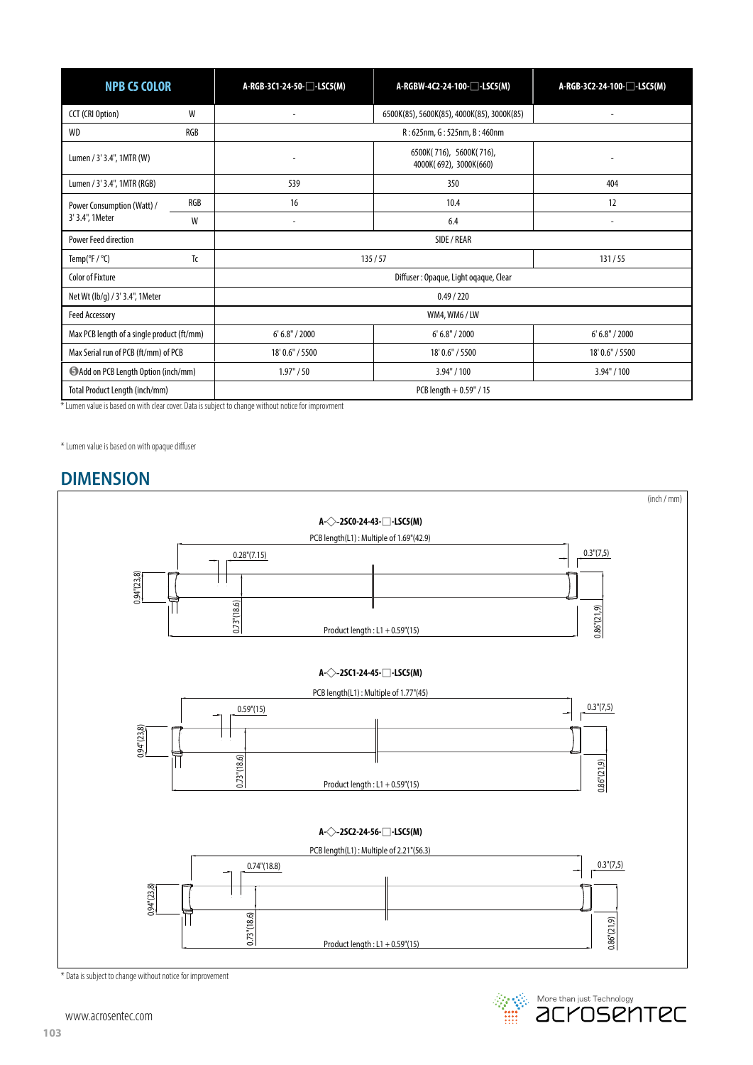| NPB C5 COLOR | | A-RGB-3C1-24-50-□-LSC5(M) | A-RGBW-4C2-24-100-□-LSC5(M) | A-RGB-3C2-24-100-□-LSC5(M) |
|---|---|---|---|---|
| CCT (CRI Option) | W | - | 6500K(85), 5600K(85), 4000K(85), 3000K(85) | - |
| WD | RGB | R : 625nm, G : 525nm, B : 460nm | | |
| Lumen / 3' 3.4", 1MTR (W) | | - | 6500K( 716), 5600K( 716), 4000K( 692), 3000K(660) | - |
| Lumen / 3' 3.4", 1MTR (RGB) | | 539 | 350 | 404 |
| Power Consumption (Watt) / 3' 3.4", 1Meter | RGB | 16 | 10.4 | 12 |
| | W | - | 6.4 | - |
| Power Feed direction | | SIDE / REAR | | |
| Temp(°F / °C) | Tc | 135 / 57 | | 131 / 55 |
| Color of Fixture | | Diffuser : Opaque, Light oqaque, Clear | | |
| Net Wt (lb/g) / 3' 3.4", 1Meter | | 0.49 / 220 | | |
| Feed Accessory | | WM4, WM6 / LW | | |
| Max PCB length of a single product (ft/mm) | | 6' 6.8" / 2000 | 6' 6.8" / 2000 | 6' 6.8" / 2000 |
| Max Serial run of PCB (ft/mm) of PCB | | 18' 0.6" / 5500 | 18' 0.6" / 5500 | 18' 0.6" / 5500 |
| ❺ Add on PCB Length Option (inch/mm) | | 1.97" / 50 | 3.94" / 100 | 3.94" / 100 |
| Total Product Length (inch/mm) | | PCB length + 0.59" / 15 | | |

* Lumen value is based on with clear cover. Data is subject to change without notice for improvment

* Lumen value is based on with opaque diffuser

## DIMENSION

(inch / mm)

**A-◇-2SC0-24-43-□-LSC5(M)**

PCB length(L1) : Multiple of 1.69"(42.9)

0.28"(7.15) 0.3"(7,5) 0.94"(23.8) 0.73"(18.6) 0.86"(21.9)

Product length : L1 + 0.59"(15)

**A-◇-2SC1-24-45-□-LSC5(M)**

PCB length(L1) : Multiple of 1.77"(45)

0.59"(15) 0.3"(7,5) 0.94"(23.8) 0.73"(18.6) 0.86"(21.9)

Product length : L1 + 0.59"(15)

**A-◇-2SC2-24-56-□-LSC5(M)**

PCB length(L1) : Multiple of 2.21"(56.3)

0.74"(18.8) 0.3"(7,5) 0.94"(23.8) 0.73"(18.6) 0.86"(21.9)

Product length : L1 + 0.59"(15)

* Data is subject to change without notice for improvement

www.acrosentec.com

More than just Technology acrosentec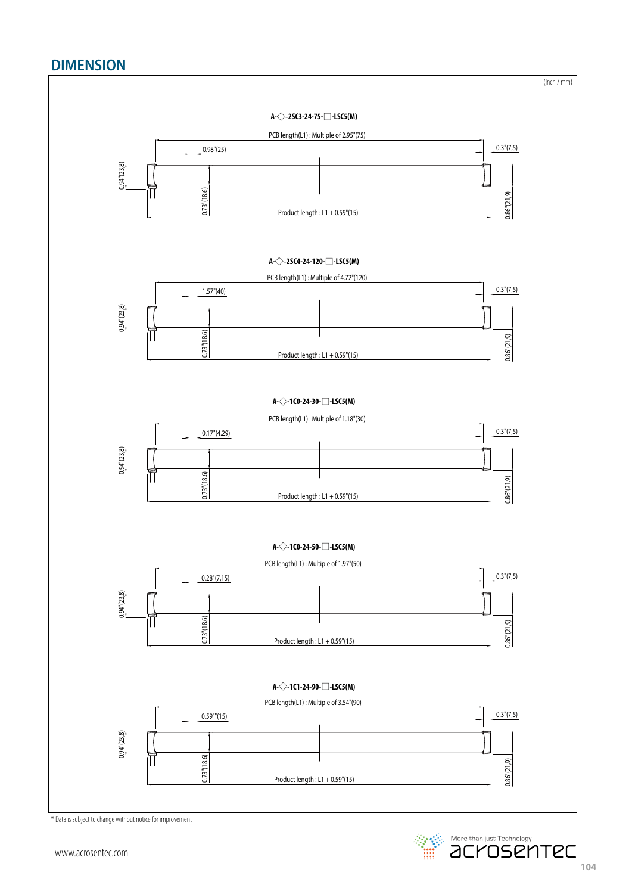## DIMENSION

(inch / mm)

**A-◇-2SC3-24-75-□-LSC5(M)**

PCB length(L1) : Multiple of 2.95"(75)

0.98"(25)

0.3"(7,5)

0.94"(23.8)

0.73"(18.6)

0.86"(21.9)

Product length : L1 + 0.59"(15)

**A-◇-2SC4-24-120-□-LSC5(M)**

PCB length(L1) : Multiple of 4.72"(120)

1.57"(40)

0.3"(7,5)

0.94"(23.8)

0.73"(18.6)

0.86"(21.9)

Product length : L1 + 0.59"(15)

**A-◇-1C0-24-30-□-LSC5(M)**

PCB length(L1) : Multiple of 1.18"(30)

0.17"(4.29)

0.3"(7,5)

0.94"(23.8)

0.73"(18.6)

0.86"(21.9)

Product length : L1 + 0.59"(15)

**A-◇-1C0-24-50-□-LSC5(M)**

PCB length(L1) : Multiple of 1.97"(50)

0.28"(7,15)

0.3"(7,5)

0.94"(23.8)

0.73"(18.6)

0.86"(21.9)

Product length : L1 + 0.59"(15)

**A-◇-1C1-24-90-□-LSC5(M)**

PCB length(L1) : Multiple of 3.54"(90)

0.59""(15)

0.3"(7,5)

0.94"(23.8)

0.73"(18.6)

0.86"(21.9)

Product length : L1 + 0.59"(15)

* Data is subject to change without notice for improvement

www.acrosentec.com

More than just Technology

acrosentec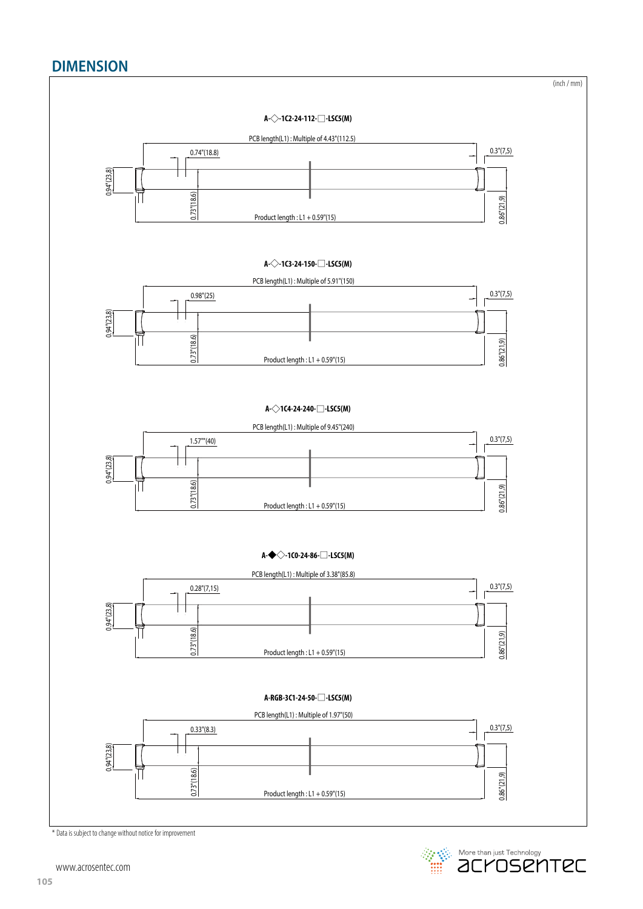## DIMENSION

(inch / mm)

**A-◇-1C2-24-112-□-LSC5(M)**

PCB length(L1) : Multiple of 4.43"(112.5)

0.74"(18.8)

0.3"(7,5)

0.94"(23.8)

0.73"(18.6)

Product length : L1 + 0.59"(15)

0.86"(21,9)

**A-◇-1C3-24-150-□-LSC5(M)**

PCB length(L1) : Multiple of 5.91"(150)

0.98"(25)

0.3"(7,5)

0.94"(23.8)

0.73"(18.6)

Product length : L1 + 0.59"(15)

0.86"(21,9)

**A-◇1C4-24-240-□-LSC5(M)**

PCB length(L1) : Multiple of 9.45"(240)

1.57""(40)

0.3"(7,5)

0.94"(23.8)

0.73"(18.6)

Product length : L1 + 0.59"(15)

0.86"(21,9)

**A-◆◇-1C0-24-86-□-LSC5(M)**

PCB length(L1) : Multiple of 3.38"(85.8)

0.28"(7,15)

0.3"(7,5)

0.94"(23.8)

0.73"(18.6)

Product length : L1 + 0.59"(15)

0.86"(21,9)

**A-RGB-3C1-24-50-□-LSC5(M)**

PCB length(L1) : Multiple of 1.97"(50)

0.33"(8.3)

0.3"(7,5)

0.94"(23.8)

0.73"(18.6)

Product length : L1 + 0.59"(15)

0.86"(21,9)

* Data is subject to change without notice for improvement

www.acrosentec.com

More than just Technology
acrosentec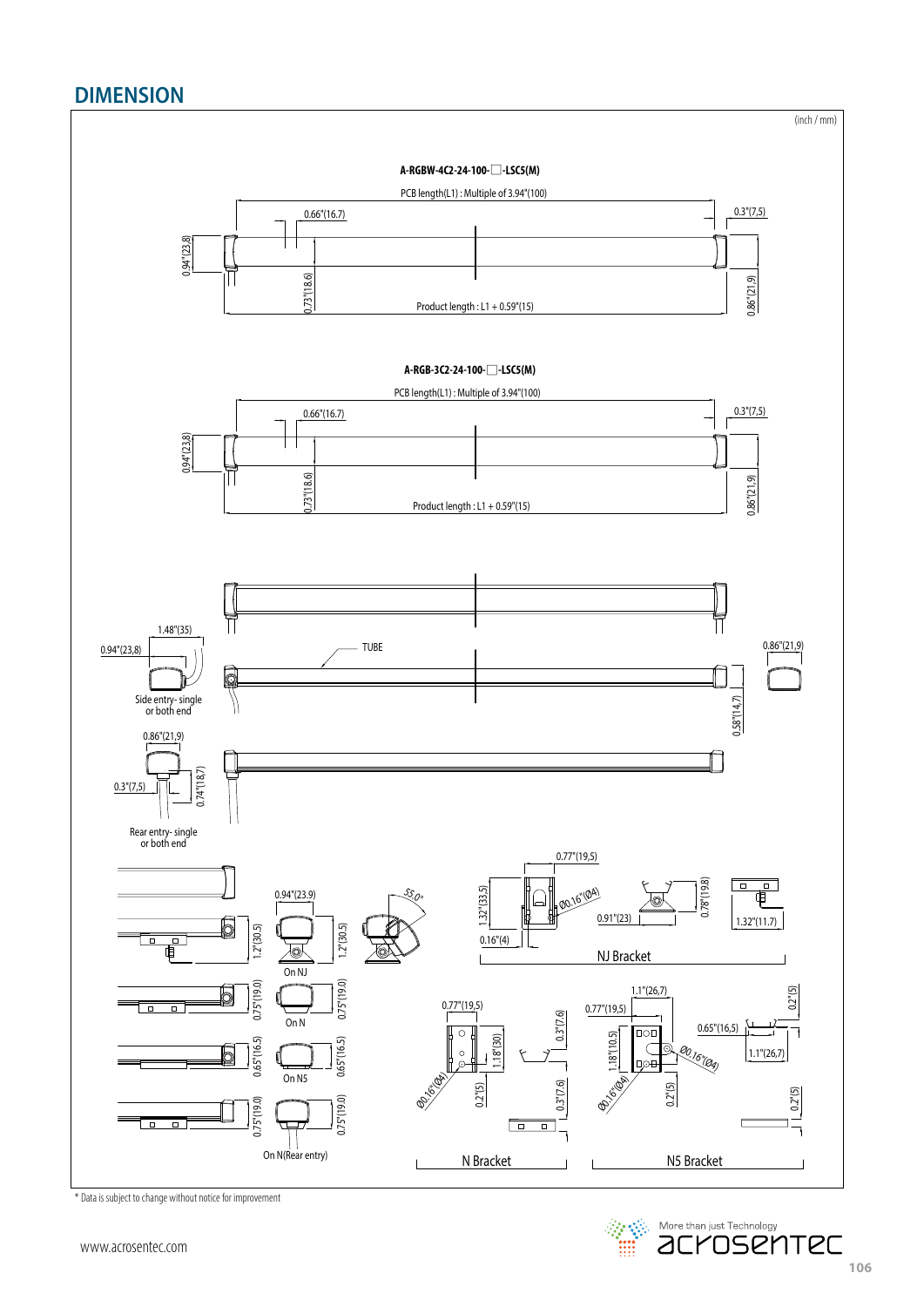## DIMENSION

(inch / mm)

**A-RGBW-4C2-24-100-□-LSC5(M)**

PCB length(L1) : Multiple of 3.94"(100)

0.66"(16.7)

0.3"(7,5)

0.94"(23,8)

0.73"(18.6)

Product length : L1 + 0.59"(15)

0.86"(21,9)

**A-RGB-3C2-24-100-□-LSC5(M)**

PCB length(L1) : Multiple of 3.94"(100)

0.66"(16.7)

0.3"(7,5)

0.94"(23,8)

0.73"(18.6)

Product length : L1 + 0.59"(15)

0.86"(21,9)

1.48"(35)

0.94"(23,8)

TUBE

0.86"(21,9)

Side entry- single or both end

0.58"(14,7)

0.86"(21,9)

0.3"(7,5)

0.74"(18,7)

Rear entry- single or both end

0.77"(19,5)

0.94"(23.9)

55.0°

1.32"(33,5)

Ø0.16"(Ø4)

0.78"(19.8)

1.2"(30.5)

1.2"(30.5)

0.91"(23)

1.32"(11.7)

0.16"(4)

On NJ

NJ Bracket

0.75"(19.0)

0.75"(19.0)

1.1"(26,7)

0.2"(5)

On N

0.77"(19,5)

0.77"(19,5)

0.65"(16,5)

0.3"(7.6)

1.18"(30)

1.18"(10,5)

Ø0.16"(Ø4)

1.1"(26,7)

0.65"(16.5)

0.65"(16.5)

On N5

Ø0.16"(Ø4)

0.2"(5)

Ø0.16"(Ø4)

0.2"(5)

0.3"(7.6)

0.2"(5)

0.75"(19.0)

0.75"(19.0)

On N(Rear entry)

N Bracket

N5 Bracket

* Data is subject to change without notice for improvement

www.acrosentec.com

More than just Technology

acrosentec